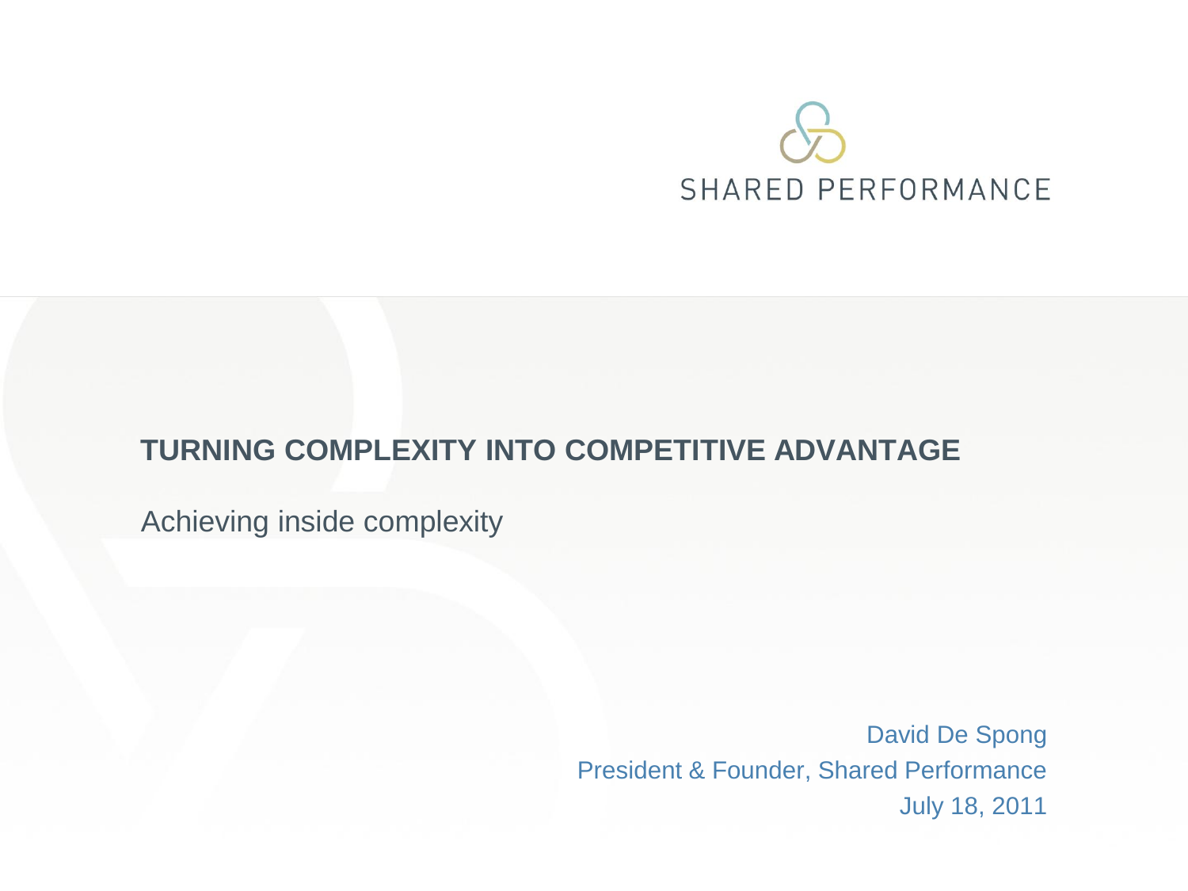SHARED PERFORMANCE

# TURNING COMPLEXITY INTO COMPETITIVE ADVANTAGE

Achieving inside complexity

David De Spong
President & Founder, Shared Performance
July 18, 2011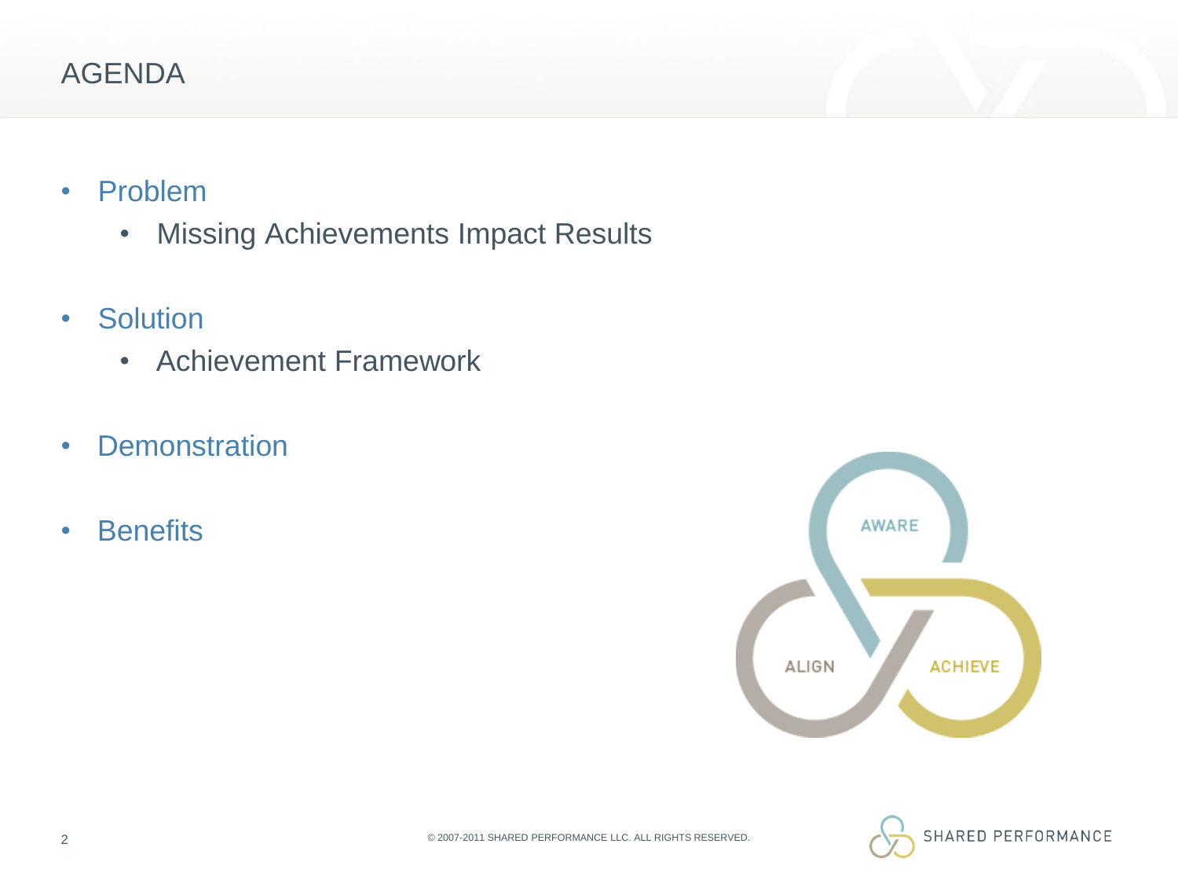# AGENDA

- Problem
  - Missing Achievements Impact Results
- Solution
  - Achievement Framework
- Demonstration
- Benefits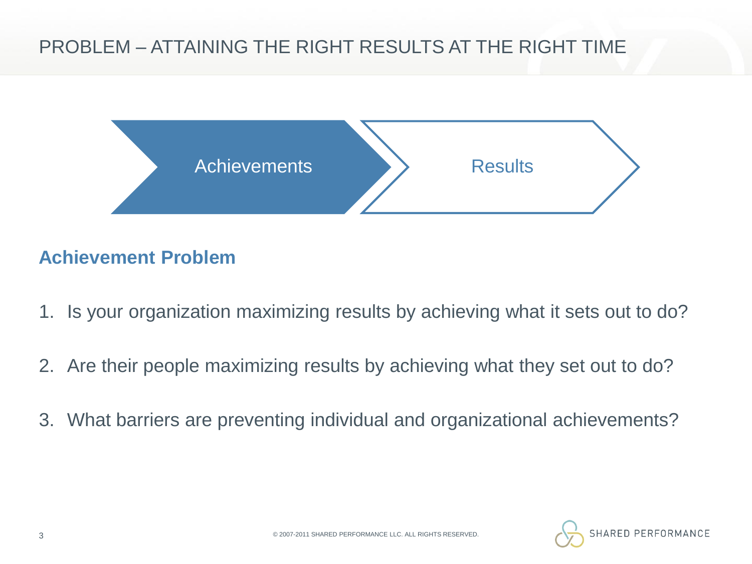# PROBLEM – ATTAINING THE RIGHT RESULTS AT THE RIGHT TIME

Achievements → Results

## Achievement Problem

1. Is your organization maximizing results by achieving what it sets out to do?
2. Are their people maximizing results by achieving what they set out to do?
3. What barriers are preventing individual and organizational achievements?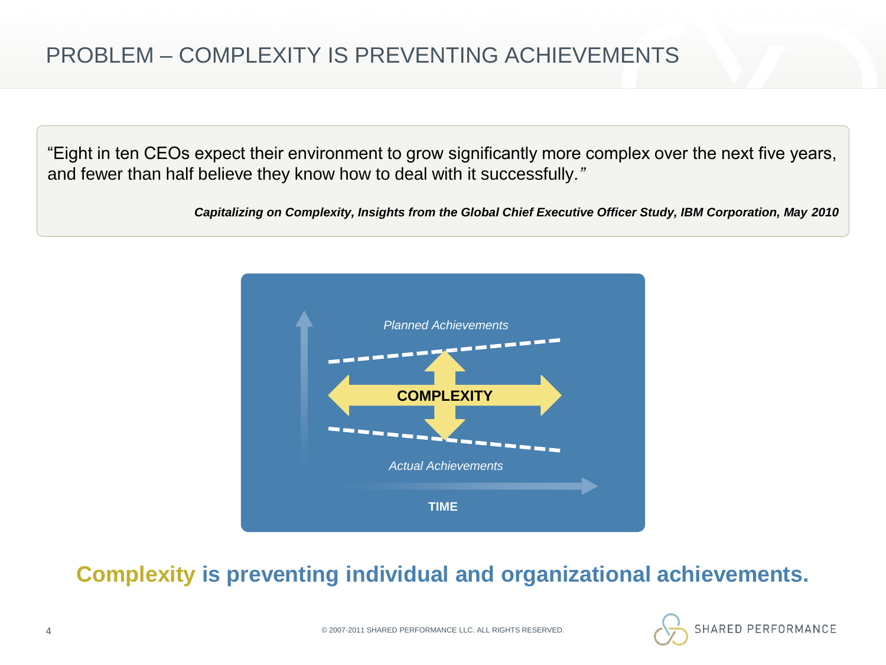# PROBLEM – COMPLEXITY IS PREVENTING ACHIEVEMENTS

"Eight in ten CEOs expect their environment to grow significantly more complex over the next five years, and fewer than half believe they know how to deal with it successfully."

***Capitalizing on Complexity, Insights from the Global Chief Executive Officer Study, IBM Corporation, May 2010***

*Planned Achievements*

**COMPLEXITY**

*Actual Achievements*

**TIME**

**Complexity is preventing individual and organizational achievements.**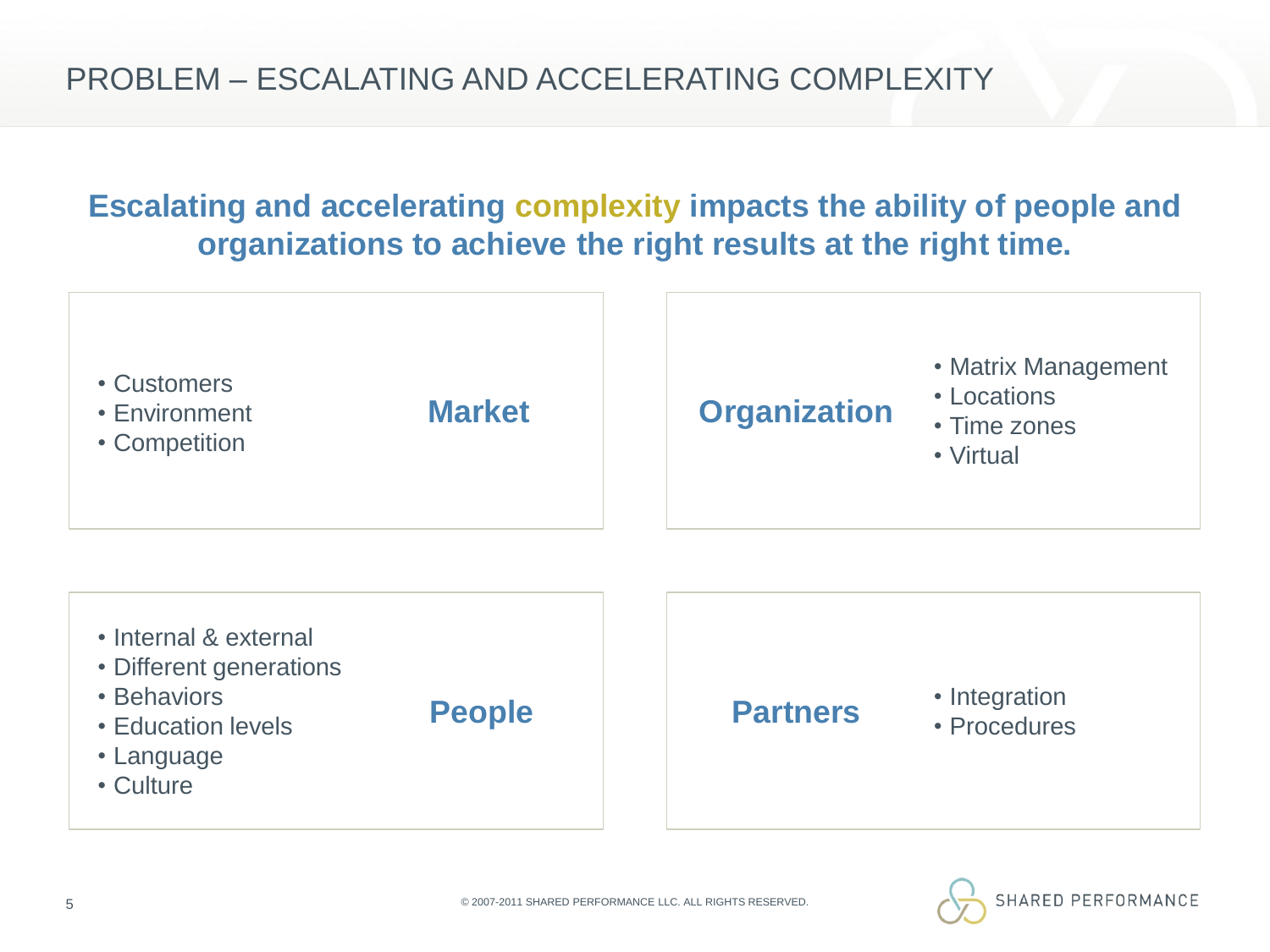# PROBLEM – ESCALATING AND ACCELERATING COMPLEXITY

**Escalating and accelerating complexity impacts the ability of people and organizations to achieve the right results at the right time.**

## Market

- Customers
- Environment
- Competition

## Organization

- Matrix Management
- Locations
- Time zones
- Virtual

## People

- Internal & external
- Different generations
- Behaviors
- Education levels
- Language
- Culture

## Partners

- Integration
- Procedures

© 2007-2011 SHARED PERFORMANCE LLC. ALL RIGHTS RESERVED.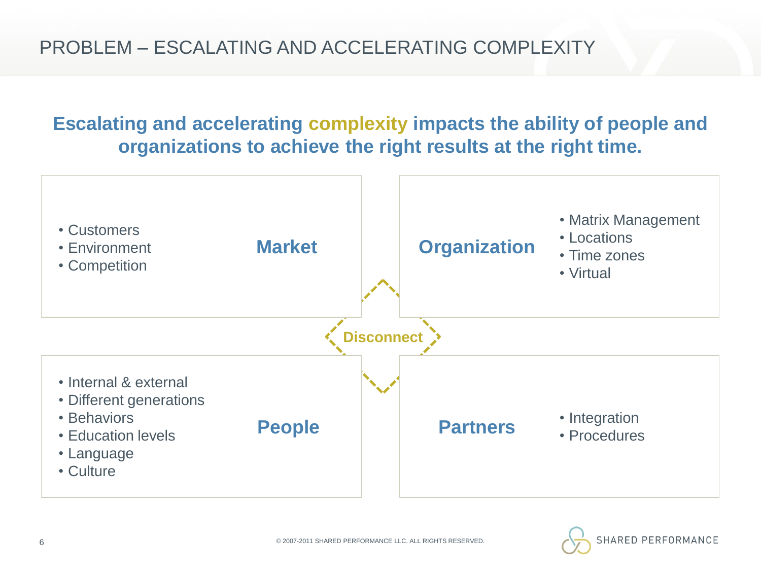# PROBLEM – ESCALATING AND ACCELERATING COMPLEXITY

**Escalating and accelerating complexity impacts the ability of people and organizations to achieve the right results at the right time.**

### Market

- Customers
- Environment
- Competition

### Organization

- Matrix Management
- Locations
- Time zones
- Virtual

**Disconnect**

### People

- Internal & external
- Different generations
- Behaviors
- Education levels
- Language
- Culture

### Partners

- Integration
- Procedures

© 2007-2011 SHARED PERFORMANCE LLC. ALL RIGHTS RESERVED.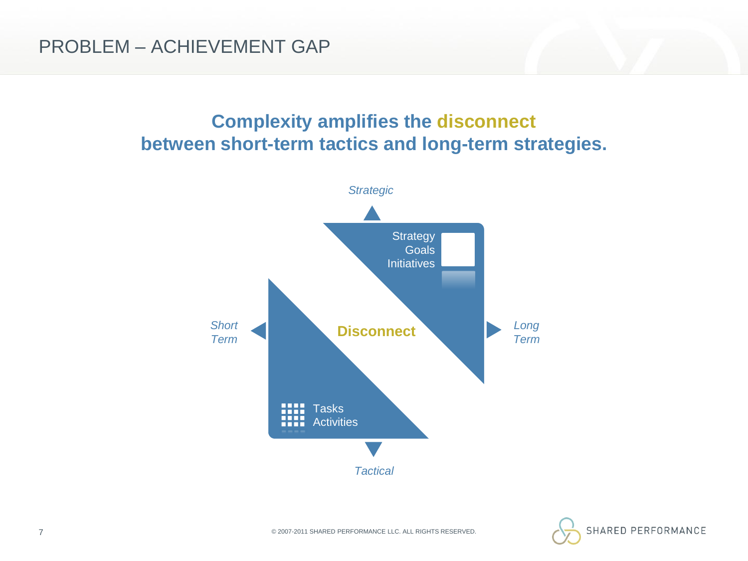# PROBLEM – ACHIEVEMENT GAP

## Complexity amplifies the disconnect between short-term tactics and long-term strategies.

*Strategic*

Strategy
Goals
Initiatives

*Short Term*

**Disconnect**

*Long Term*

Tasks
Activities

*Tactical*

© 2007-2011 SHARED PERFORMANCE LLC. ALL RIGHTS RESERVED.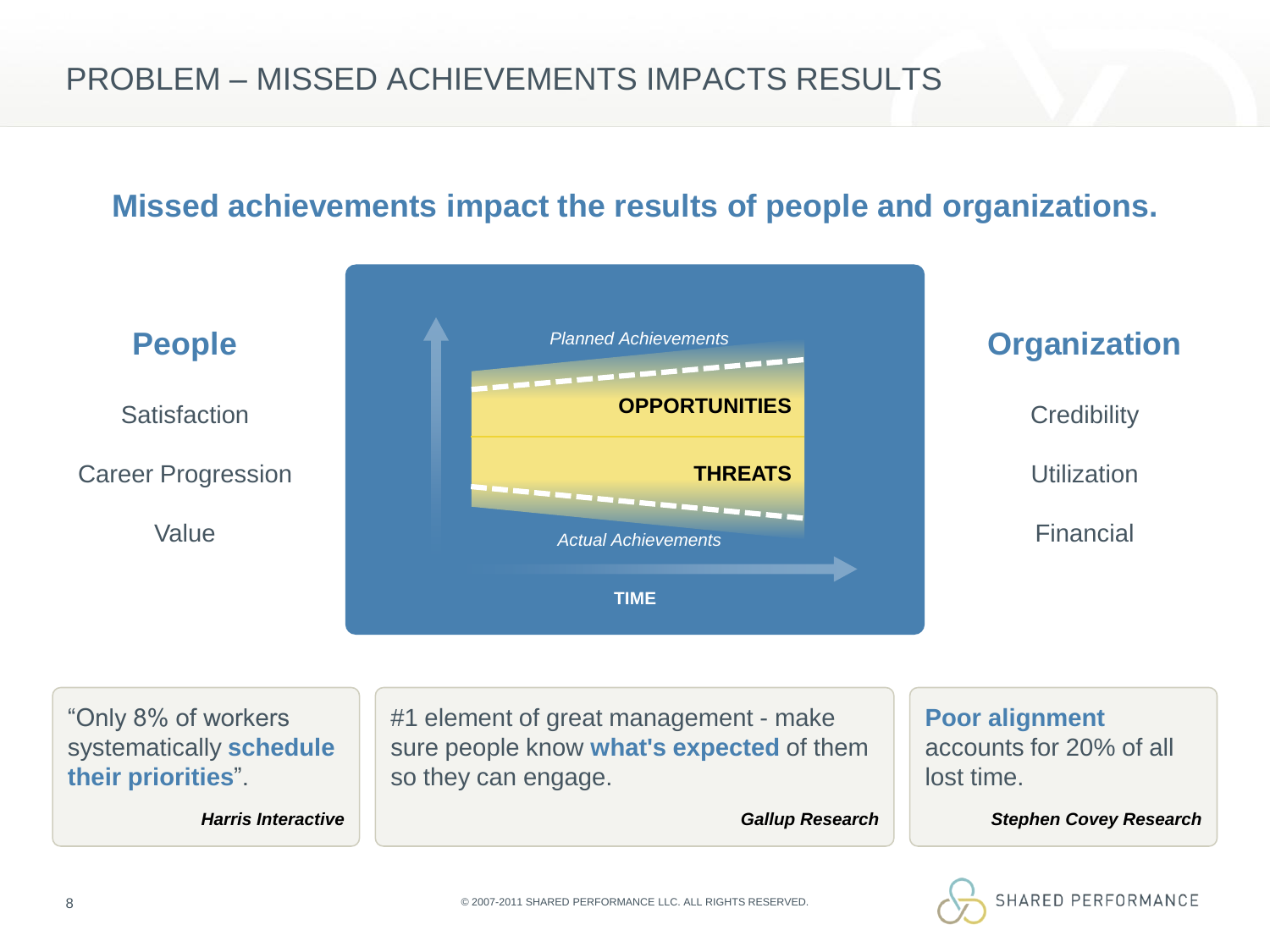# PROBLEM – MISSED ACHIEVEMENTS IMPACTS RESULTS

## Missed achievements impact the results of people and organizations.

### People

Satisfaction

Career Progression

Value

*Planned Achievements*

**OPPORTUNITIES**

**THREATS**

*Actual Achievements*

**TIME**

### Organization

Credibility

Utilization

Financial

"Only 8% of workers systematically **schedule their priorities**".

***Harris Interactive***

#1 element of great management - make sure people know **what's expected** of them so they can engage.

***Gallup Research***

**Poor alignment** accounts for 20% of all lost time.

***Stephen Covey Research***

© 2007-2011 SHARED PERFORMANCE LLC. ALL RIGHTS RESERVED.

SHARED PERFORMANCE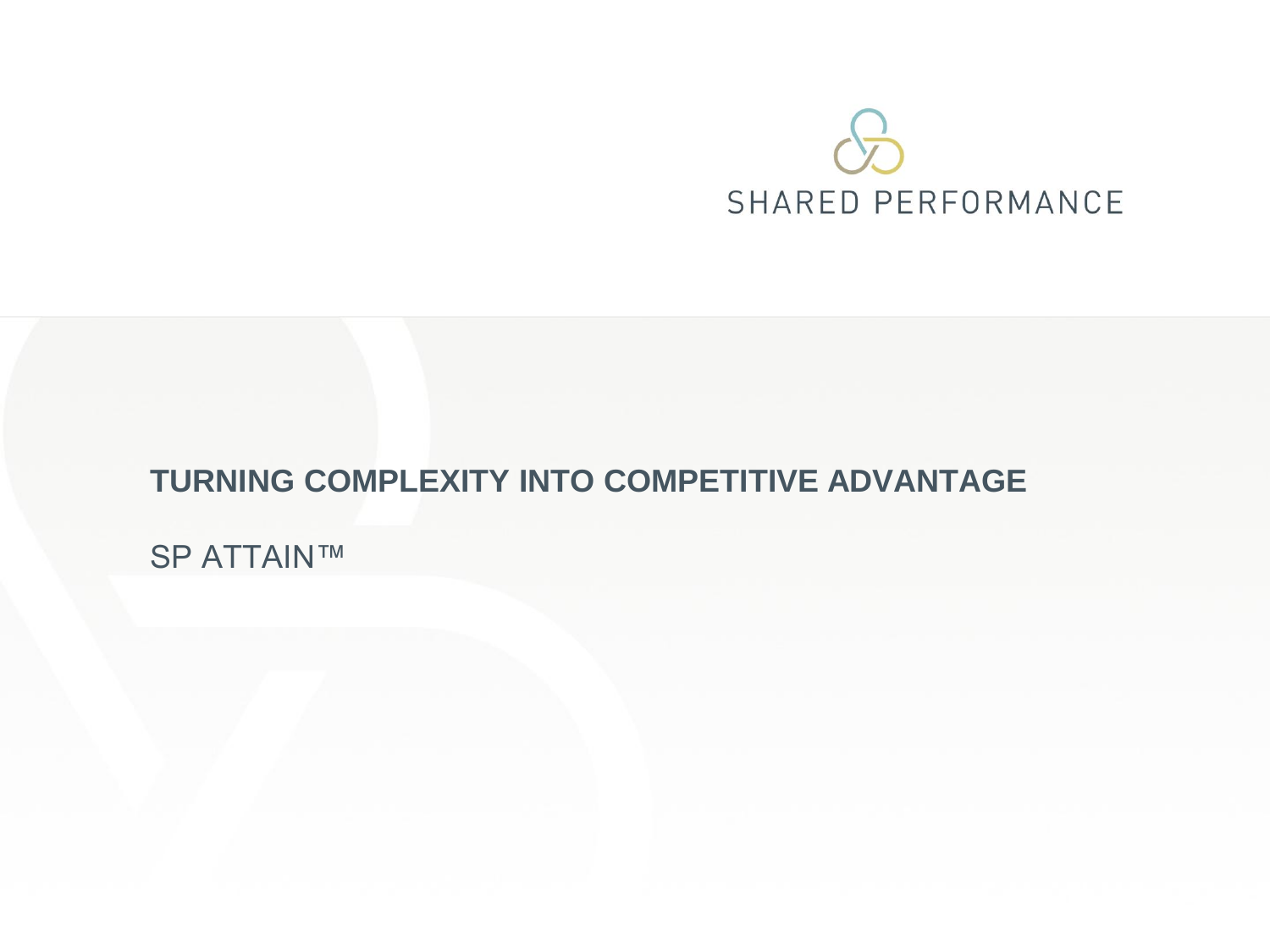SHARED PERFORMANCE

# TURNING COMPLEXITY INTO COMPETITIVE ADVANTAGE

SP ATTAIN™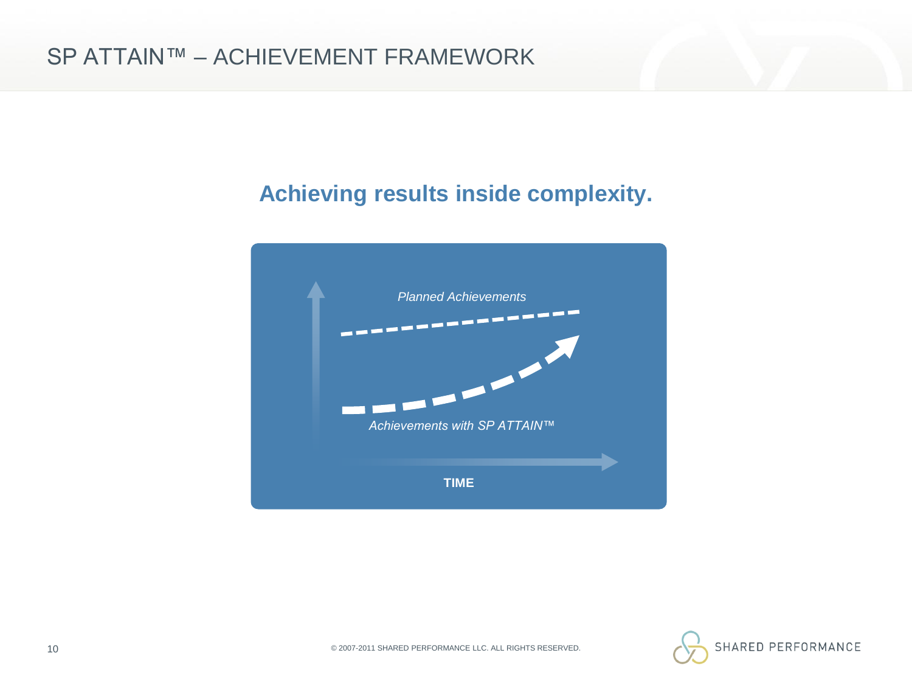# SP ATTAIN™ – ACHIEVEMENT FRAMEWORK

## Achieving results inside complexity.

*Planned Achievements*

*Achievements with SP ATTAIN™*

**TIME**

© 2007-2011 SHARED PERFORMANCE LLC. ALL RIGHTS RESERVED.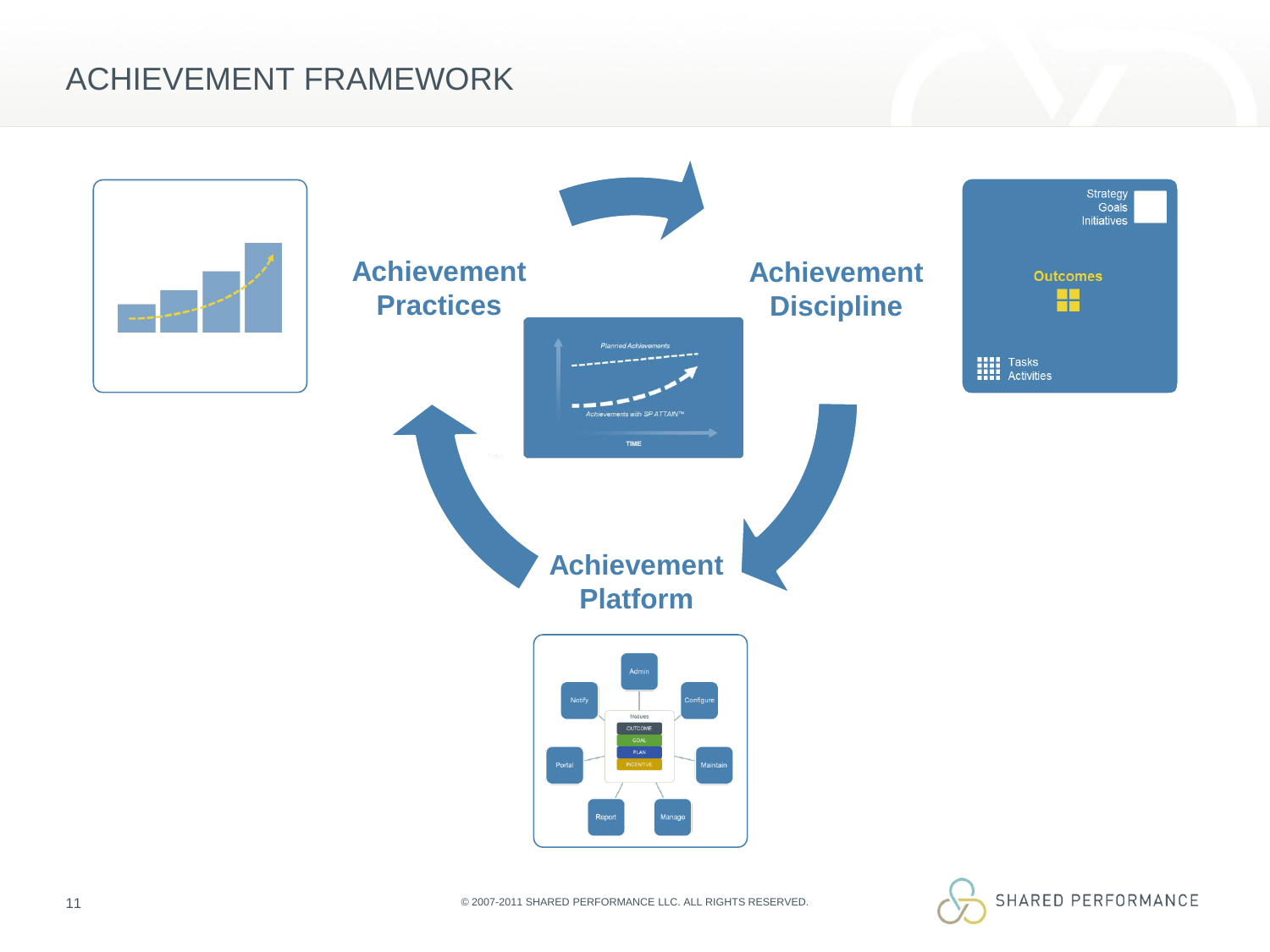# ACHIEVEMENT FRAMEWORK

**Achievement Practices**

**Achievement Discipline**

**Achievement Platform**

Strategy
Goals
Initiatives

Outcomes

Tasks
Activities

Planned Achievements

Achievements with SP ATTAIN™

TIME

Admin

Notify

Configure

Modules

OUTCOME

GOAL

PLAN

INCENTIVE

Portal

Maintain

Report

Manage

© 2007-2011 SHARED PERFORMANCE LLC. ALL RIGHTS RESERVED.

SHARED PERFORMANCE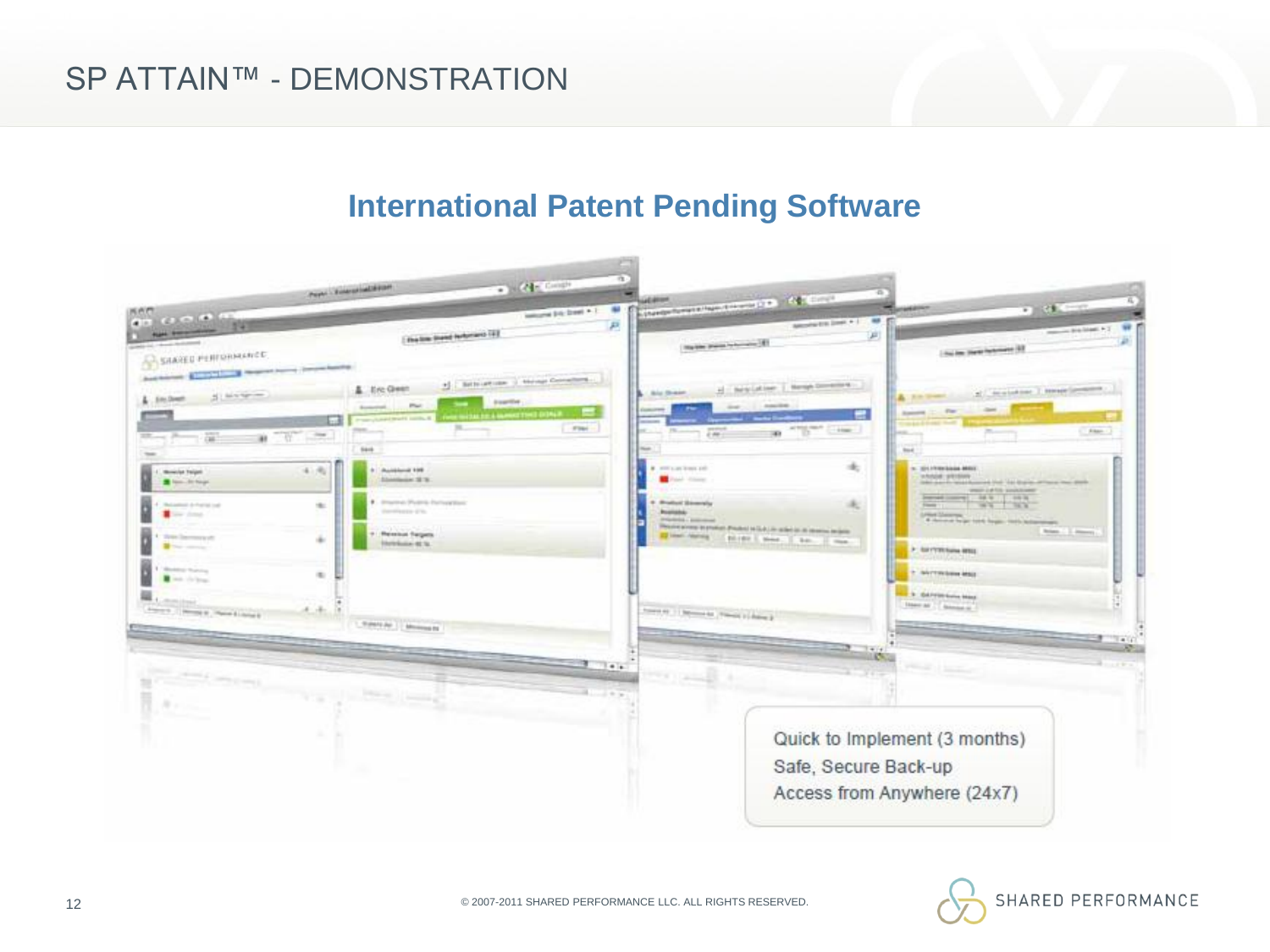# SP ATTAIN™ - DEMONSTRATION

## International Patent Pending Software

Quick to Implement (3 months)
Safe, Secure Back-up
Access from Anywhere (24x7)

© 2007-2011 SHARED PERFORMANCE LLC. ALL RIGHTS RESERVED.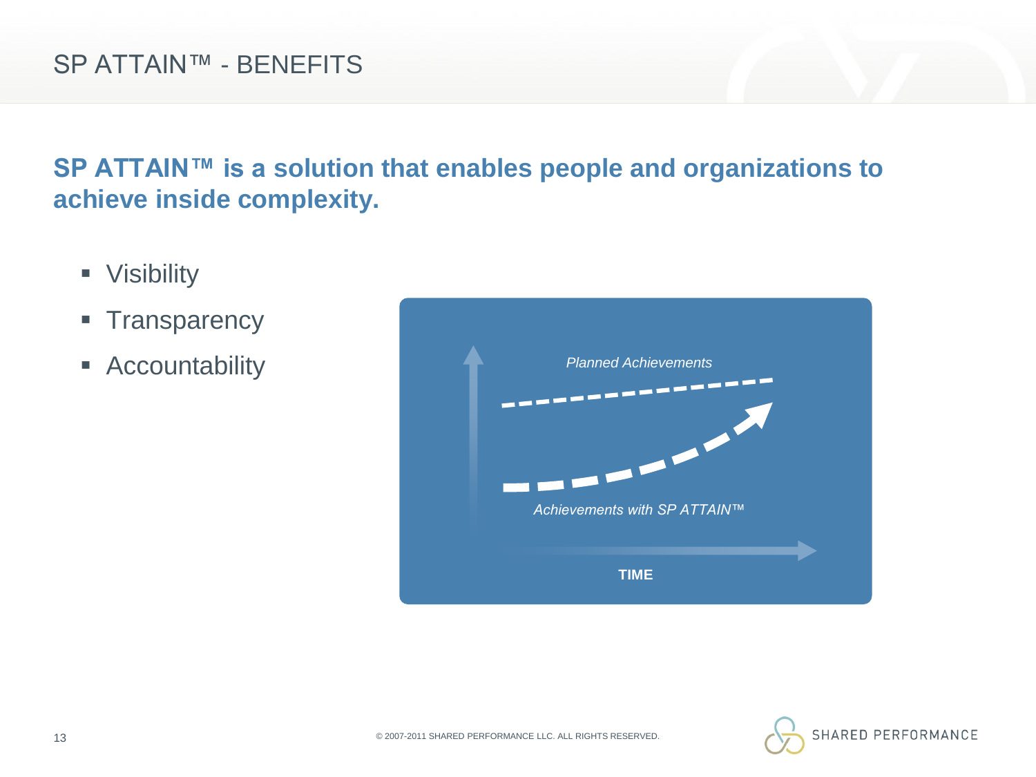# SP ATTAIN™ - BENEFITS

**SP ATTAIN™ is a solution that enables people and organizations to achieve inside complexity.**

- Visibility
- Transparency
- Accountability

*Planned Achievements*

*Achievements with SP ATTAIN™*

**TIME**

© 2007-2011 SHARED PERFORMANCE LLC. ALL RIGHTS RESERVED.

SHARED PERFORMANCE